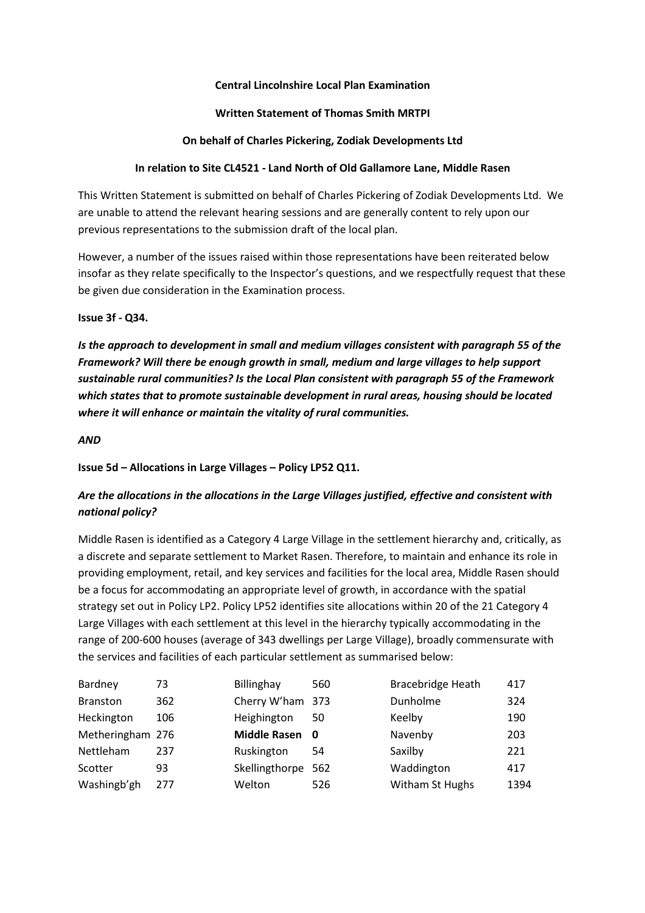**Central Lincolnshire Local Plan Examination**

**Written Statement of Thomas Smith MRTPI**

**On behalf of Charles Pickering, Zodiak Developments Ltd**

**In relation to Site CL4521 - Land North of Old Gallamore Lane, Middle Rasen**

This Written Statement is submitted on behalf of Charles Pickering of Zodiak Developments Ltd. We are unable to attend the relevant hearing sessions and are generally content to rely upon our previous representations to the submission draft of the local plan.

However, a number of the issues raised within those representations have been reiterated below insofar as they relate specifically to the Inspector's questions, and we respectfully request that these be given due consideration in the Examination process.

**Issue 3f - Q34.**

***Is the approach to development in small and medium villages consistent with paragraph 55 of the Framework? Will there be enough growth in small, medium and large villages to help support sustainable rural communities? Is the Local Plan consistent with paragraph 55 of the Framework which states that to promote sustainable development in rural areas, housing should be located where it will enhance or maintain the vitality of rural communities.***

***AND***

**Issue 5d – Allocations in Large Villages – Policy LP52 Q11.**

***Are the allocations in the allocations in the Large Villages justified, effective and consistent with national policy?***

Middle Rasen is identified as a Category 4 Large Village in the settlement hierarchy and, critically, as a discrete and separate settlement to Market Rasen. Therefore, to maintain and enhance its role in providing employment, retail, and key services and facilities for the local area, Middle Rasen should be a focus for accommodating an appropriate level of growth, in accordance with the spatial strategy set out in Policy LP2. Policy LP52 identifies site allocations within 20 of the 21 Category 4 Large Villages with each settlement at this level in the hierarchy typically accommodating in the range of 200-600 houses (average of 343 dwellings per Large Village), broadly commensurate with the services and facilities of each particular settlement as summarised below:

| | | | | | |
|---|---|---|---|---|---|
| Bardney | 73 | Billinghay | 560 | Bracebridge Heath | 417 |
| Branston | 362 | Cherry W'ham | 373 | Dunholme | 324 |
| Heckington | 106 | Heighington | 50 | Keelby | 190 |
| Metheringham | 276 | **Middle Rasen** | **0** | Navenby | 203 |
| Nettleham | 237 | Ruskington | 54 | Saxilby | 221 |
| Scotter | 93 | Skellingthorpe | 562 | Waddington | 417 |
| Washingb'gh | 277 | Welton | 526 | Witham St Hughs | 1394 |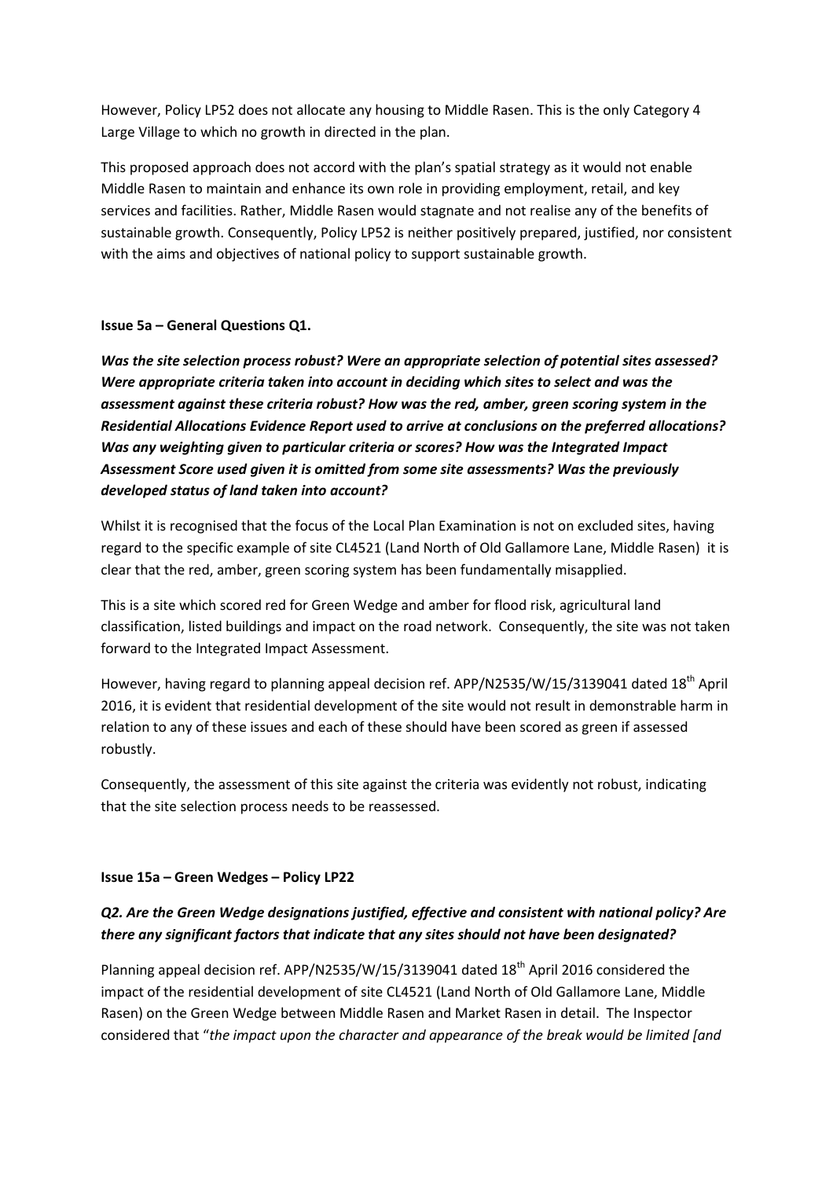However, Policy LP52 does not allocate any housing to Middle Rasen. This is the only Category 4 Large Village to which no growth in directed in the plan.

This proposed approach does not accord with the plan's spatial strategy as it would not enable Middle Rasen to maintain and enhance its own role in providing employment, retail, and key services and facilities. Rather, Middle Rasen would stagnate and not realise any of the benefits of sustainable growth. Consequently, Policy LP52 is neither positively prepared, justified, nor consistent with the aims and objectives of national policy to support sustainable growth.

**Issue 5a – General Questions Q1.**

***Was the site selection process robust? Were an appropriate selection of potential sites assessed? Were appropriate criteria taken into account in deciding which sites to select and was the assessment against these criteria robust? How was the red, amber, green scoring system in the Residential Allocations Evidence Report used to arrive at conclusions on the preferred allocations? Was any weighting given to particular criteria or scores? How was the Integrated Impact Assessment Score used given it is omitted from some site assessments? Was the previously developed status of land taken into account?***

Whilst it is recognised that the focus of the Local Plan Examination is not on excluded sites, having regard to the specific example of site CL4521 (Land North of Old Gallamore Lane, Middle Rasen) it is clear that the red, amber, green scoring system has been fundamentally misapplied.

This is a site which scored red for Green Wedge and amber for flood risk, agricultural land classification, listed buildings and impact on the road network. Consequently, the site was not taken forward to the Integrated Impact Assessment.

However, having regard to planning appeal decision ref. APP/N2535/W/15/3139041 dated 18th April 2016, it is evident that residential development of the site would not result in demonstrable harm in relation to any of these issues and each of these should have been scored as green if assessed robustly.

Consequently, the assessment of this site against the criteria was evidently not robust, indicating that the site selection process needs to be reassessed.

**Issue 15a – Green Wedges – Policy LP22**

***Q2. Are the Green Wedge designations justified, effective and consistent with national policy? Are there any significant factors that indicate that any sites should not have been designated?***

Planning appeal decision ref. APP/N2535/W/15/3139041 dated 18th April 2016 considered the impact of the residential development of site CL4521 (Land North of Old Gallamore Lane, Middle Rasen) on the Green Wedge between Middle Rasen and Market Rasen in detail. The Inspector considered that "*the impact upon the character and appearance of the break would be limited [and*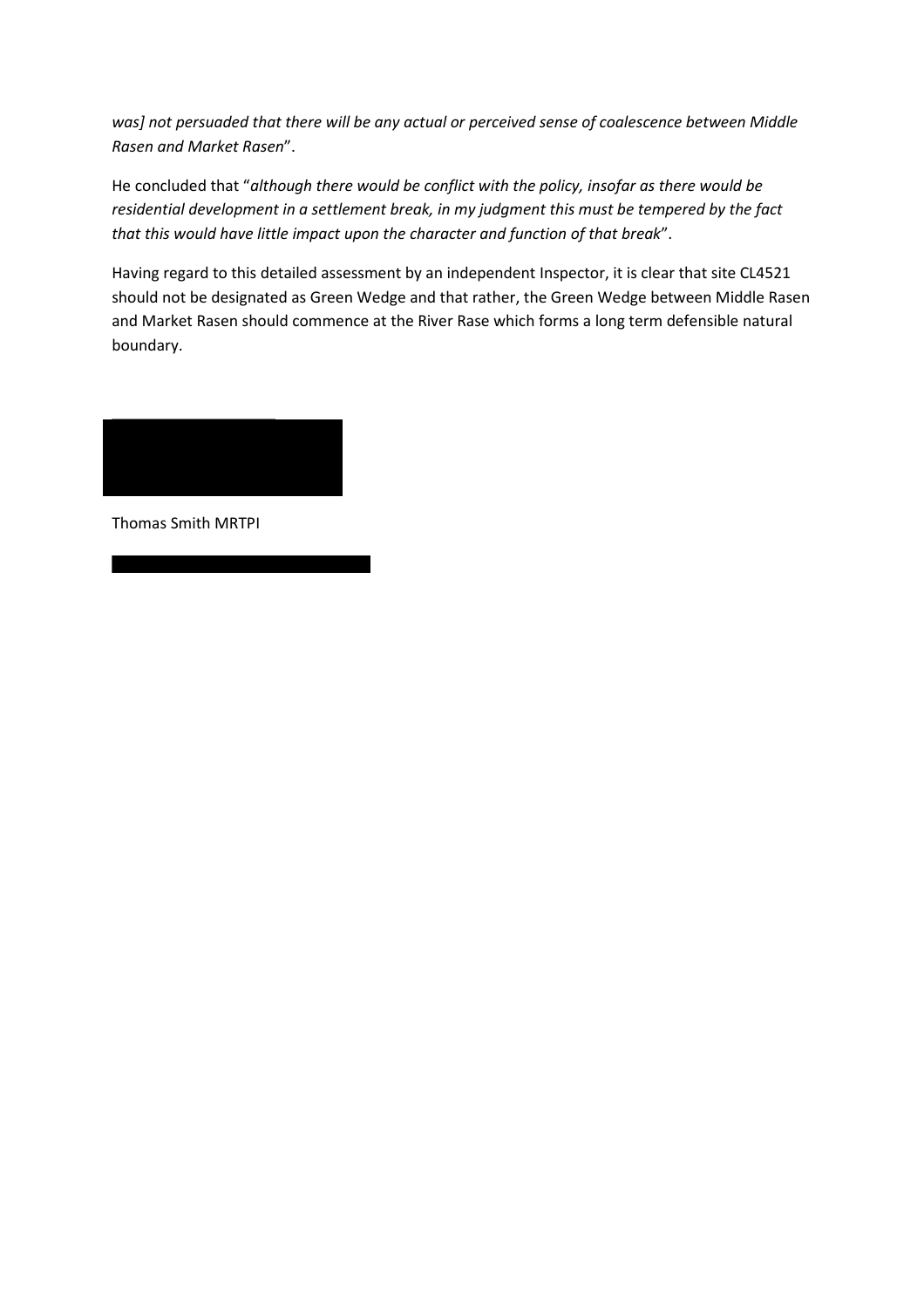*was] not persuaded that there will be any actual or perceived sense of coalescence between Middle Rasen and Market Rasen*".

He concluded that "*although there would be conflict with the policy, insofar as there would be residential development in a settlement break, in my judgment this must be tempered by the fact that this would have little impact upon the character and function of that break*".

Having regard to this detailed assessment by an independent Inspector, it is clear that site CL4521 should not be designated as Green Wedge and that rather, the Green Wedge between Middle Rasen and Market Rasen should commence at the River Rase which forms a long term defensible natural boundary.

Thomas Smith MRTPI